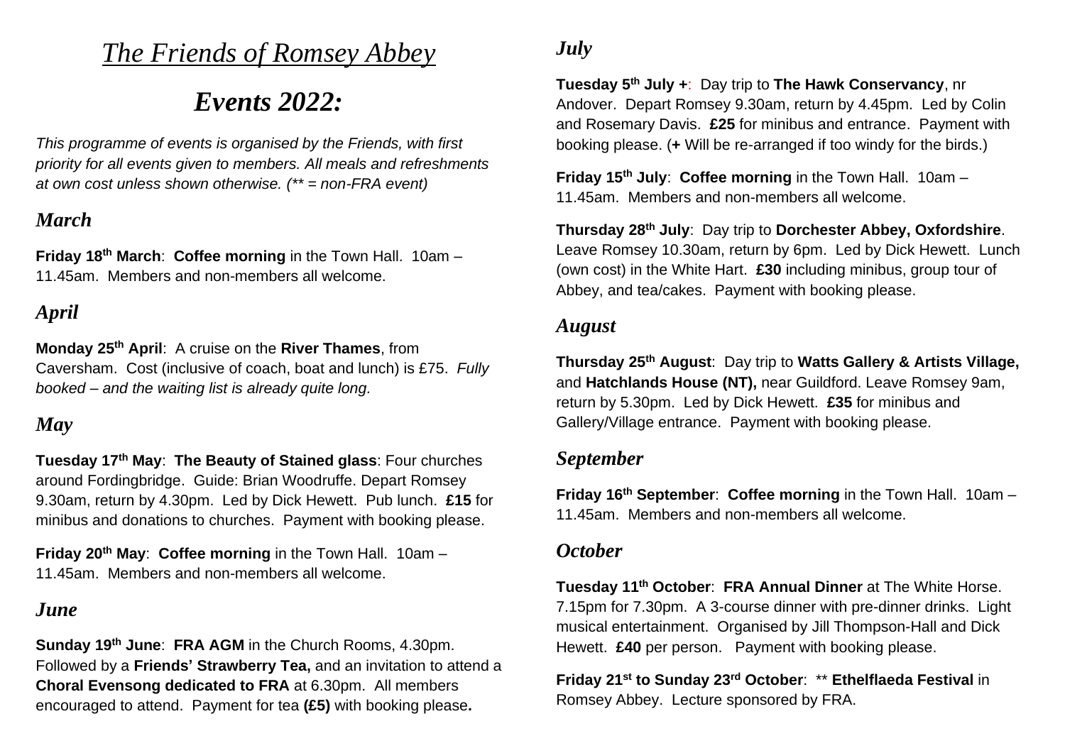# *The Friends of Romsey Abbey*

## *Events 2022:*

*This programme of events is organised by the Friends, with first priority for all events given to members. All meals and refreshments at own cost unless shown otherwise. (** = non-FRA event)*

### *March*

**Friday 18th March**: **Coffee morning** in the Town Hall. 10am – 11.45am. Members and non-members all welcome.

### *April*

**Monday 25th April**: A cruise on the **River Thames**, from Caversham. Cost (inclusive of coach, boat and lunch) is £75. *Fully booked – and the waiting list is already quite long.*

### *May*

**Tuesday 17th May**: **The Beauty of Stained glass**: Four churches around Fordingbridge. Guide: Brian Woodruffe. Depart Romsey 9.30am, return by 4.30pm. Led by Dick Hewett. Pub lunch. **£15** for minibus and donations to churches. Payment with booking please.

**Friday 20th May**: **Coffee morning** in the Town Hall. 10am – 11.45am. Members and non-members all welcome.

### *June*

**Sunday 19th June**: **FRA AGM** in the Church Rooms, 4.30pm. Followed by a **Friends' Strawberry Tea,** and an invitation to attend a **Choral Evensong dedicated to FRA** at 6.30pm. All members encouraged to attend. Payment for tea **(£5)** with booking please**.**

### *July*

**Tuesday 5th July +**: Day trip to **The Hawk Conservancy**, nr Andover. Depart Romsey 9.30am, return by 4.45pm. Led by Colin and Rosemary Davis. **£25** for minibus and entrance. Payment with booking please. (**+** Will be re-arranged if too windy for the birds.)

**Friday 15th July**: **Coffee morning** in the Town Hall. 10am – 11.45am. Members and non-members all welcome.

**Thursday 28th July**: Day trip to **Dorchester Abbey, Oxfordshire**. Leave Romsey 10.30am, return by 6pm. Led by Dick Hewett. Lunch (own cost) in the White Hart. **£30** including minibus, group tour of Abbey, and tea/cakes. Payment with booking please.

### *August*

**Thursday 25th August**: Day trip to **Watts Gallery & Artists Village,** and **Hatchlands House (NT),** near Guildford. Leave Romsey 9am, return by 5.30pm. Led by Dick Hewett. **£35** for minibus and Gallery/Village entrance. Payment with booking please.

### *September*

**Friday 16th September**: **Coffee morning** in the Town Hall. 10am – 11.45am. Members and non-members all welcome.

### *October*

**Tuesday 11th October**: **FRA Annual Dinner** at The White Horse. 7.15pm for 7.30pm. A 3-course dinner with pre-dinner drinks. Light musical entertainment. Organised by Jill Thompson-Hall and Dick Hewett. **£40** per person. Payment with booking please.

**Friday 21st to Sunday 23rd October**: ** **Ethelflaeda Festival** in Romsey Abbey. Lecture sponsored by FRA.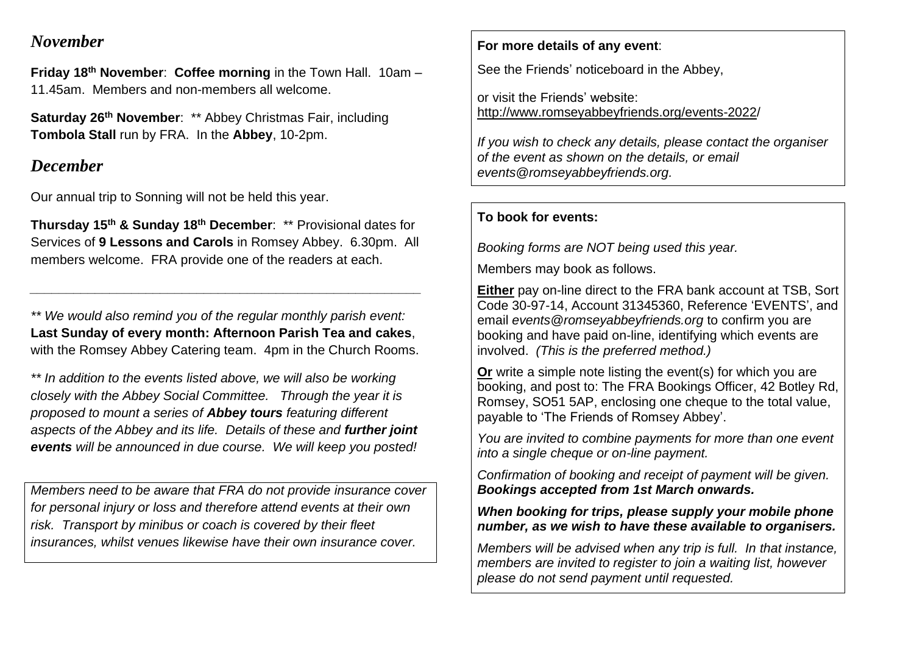## *November*

**Friday 18th November**: **Coffee morning** in the Town Hall. 10am – 11.45am. Members and non-members all welcome.

**Saturday 26th November**: ** Abbey Christmas Fair, including **Tombola Stall** run by FRA. In the **Abbey**, 10-2pm.

## *December*

Our annual trip to Sonning will not be held this year.

**Thursday 15th & Sunday 18th December**: ** Provisional dates for Services of **9 Lessons and Carols** in Romsey Abbey. 6.30pm. All members welcome. FRA provide one of the readers at each.

---

*** We would also remind you of the regular monthly parish event:* **Last Sunday of every month: Afternoon Parish Tea and cakes**, with the Romsey Abbey Catering team. 4pm in the Church Rooms.

*** In addition to the events listed above, we will also be working closely with the Abbey Social Committee. Through the year it is proposed to mount a series of **Abbey tours** featuring different aspects of the Abbey and its life. Details of these and **further joint events** will be announced in due course. We will keep you posted!*

*Members need to be aware that FRA do not provide insurance cover for personal injury or loss and therefore attend events at their own risk. Transport by minibus or coach is covered by their fleet insurances, whilst venues likewise have their own insurance cover.*

**For more details of any event**:

See the Friends' noticeboard in the Abbey,

or visit the Friends' website:
http://www.romseyabbeyfriends.org/events-2022/

*If you wish to check any details, please contact the organiser of the event as shown on the details, or email events@romseyabbeyfriends.org.*

**To book for events:**

*Booking forms are NOT being used this year.*

Members may book as follows.

**Either** pay on-line direct to the FRA bank account at TSB, Sort Code 30-97-14, Account 31345360, Reference 'EVENTS', and email *events@romseyabbeyfriends.org* to confirm you are booking and have paid on-line, identifying which events are involved. *(This is the preferred method.)*

**Or** write a simple note listing the event(s) for which you are booking, and post to: The FRA Bookings Officer, 42 Botley Rd, Romsey, SO51 5AP, enclosing one cheque to the total value, payable to 'The Friends of Romsey Abbey'.

*You are invited to combine payments for more than one event into a single cheque or on-line payment.*

*Confirmation of booking and receipt of payment will be given.* ***Bookings accepted from 1st March onwards.***

***When booking for trips, please supply your mobile phone number, as we wish to have these available to organisers.***

*Members will be advised when any trip is full. In that instance, members are invited to register to join a waiting list, however please do not send payment until requested.*